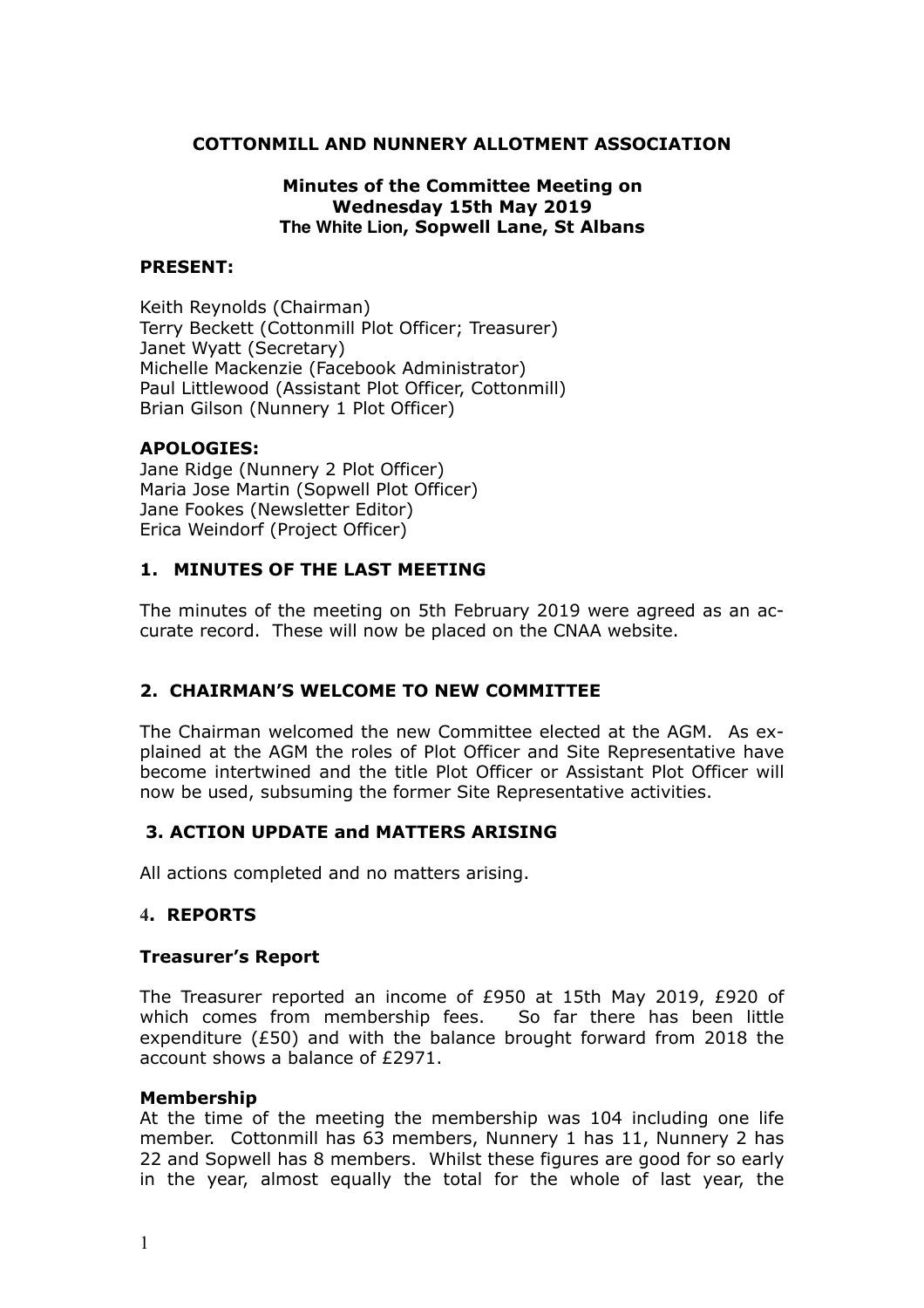**COTTONMILL AND NUNNERY ALLOTMENT ASSOCIATION**

**Minutes of the Committee Meeting on Wednesday 15th May 2019**
**The White Lion, Sopwell Lane, St Albans**

**PRESENT:**

Keith Reynolds (Chairman)
Terry Beckett (Cottonmill Plot Officer; Treasurer)
Janet Wyatt (Secretary)
Michelle Mackenzie (Facebook Administrator)
Paul Littlewood (Assistant Plot Officer, Cottonmill)
Brian Gilson (Nunnery 1 Plot Officer)

**APOLOGIES:**

Jane Ridge (Nunnery 2 Plot Officer)
Maria Jose Martin (Sopwell Plot Officer)
Jane Fookes (Newsletter Editor)
Erica Weindorf (Project Officer)

## 1. MINUTES OF THE LAST MEETING

The minutes of the meeting on 5th February 2019 were agreed as an accurate record. These will now be placed on the CNAA website.

## 2. CHAIRMAN'S WELCOME TO NEW COMMITTEE

The Chairman welcomed the new Committee elected at the AGM. As explained at the AGM the roles of Plot Officer and Site Representative have become intertwined and the title Plot Officer or Assistant Plot Officer will now be used, subsuming the former Site Representative activities.

## 3. ACTION UPDATE and MATTERS ARISING

All actions completed and no matters arising.

## 4. REPORTS

### Treasurer's Report

The Treasurer reported an income of £950 at 15th May 2019, £920 of which comes from membership fees. So far there has been little expenditure (£50) and with the balance brought forward from 2018 the account shows a balance of £2971.

### Membership

At the time of the meeting the membership was 104 including one life member. Cottonmill has 63 members, Nunnery 1 has 11, Nunnery 2 has 22 and Sopwell has 8 members. Whilst these figures are good for so early in the year, almost equally the total for the whole of last year, the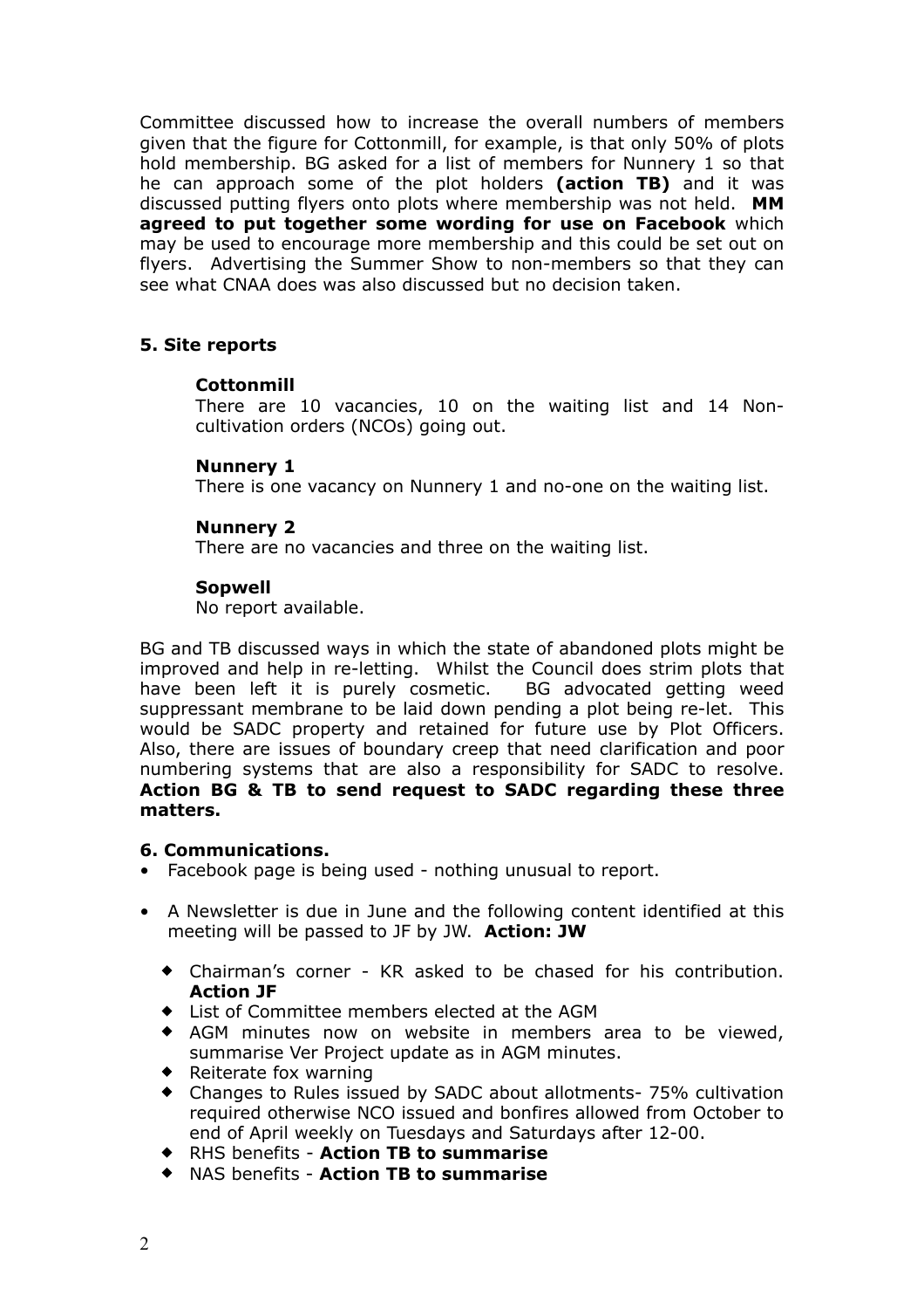Committee discussed how to increase the overall numbers of members given that the figure for Cottonmill, for example, is that only 50% of plots hold membership. BG asked for a list of members for Nunnery 1 so that he can approach some of the plot holders **(action TB)** and it was discussed putting flyers onto plots where membership was not held. **MM agreed to put together some wording for use on Facebook** which may be used to encourage more membership and this could be set out on flyers. Advertising the Summer Show to non-members so that they can see what CNAA does was also discussed but no decision taken.

**5. Site reports**

**Cottonmill**

There are 10 vacancies, 10 on the waiting list and 14 Non-cultivation orders (NCOs) going out.

**Nunnery 1**

There is one vacancy on Nunnery 1 and no-one on the waiting list.

**Nunnery 2**

There are no vacancies and three on the waiting list.

**Sopwell**

No report available.

BG and TB discussed ways in which the state of abandoned plots might be improved and help in re-letting. Whilst the Council does strim plots that have been left it is purely cosmetic. BG advocated getting weed suppressant membrane to be laid down pending a plot being re-let. This would be SADC property and retained for future use by Plot Officers. Also, there are issues of boundary creep that need clarification and poor numbering systems that are also a responsibility for SADC to resolve. **Action BG & TB to send request to SADC regarding these three matters.**

**6. Communications.**

- Facebook page is being used - nothing unusual to report.
- A Newsletter is due in June and the following content identified at this meeting will be passed to JF by JW. **Action: JW**
  - Chairman's corner - KR asked to be chased for his contribution. **Action JF**
  - List of Committee members elected at the AGM
  - AGM minutes now on website in members area to be viewed, summarise Ver Project update as in AGM minutes.
  - Reiterate fox warning
  - Changes to Rules issued by SADC about allotments- 75% cultivation required otherwise NCO issued and bonfires allowed from October to end of April weekly on Tuesdays and Saturdays after 12-00.
  - RHS benefits - **Action TB to summarise**
  - NAS benefits - **Action TB to summarise**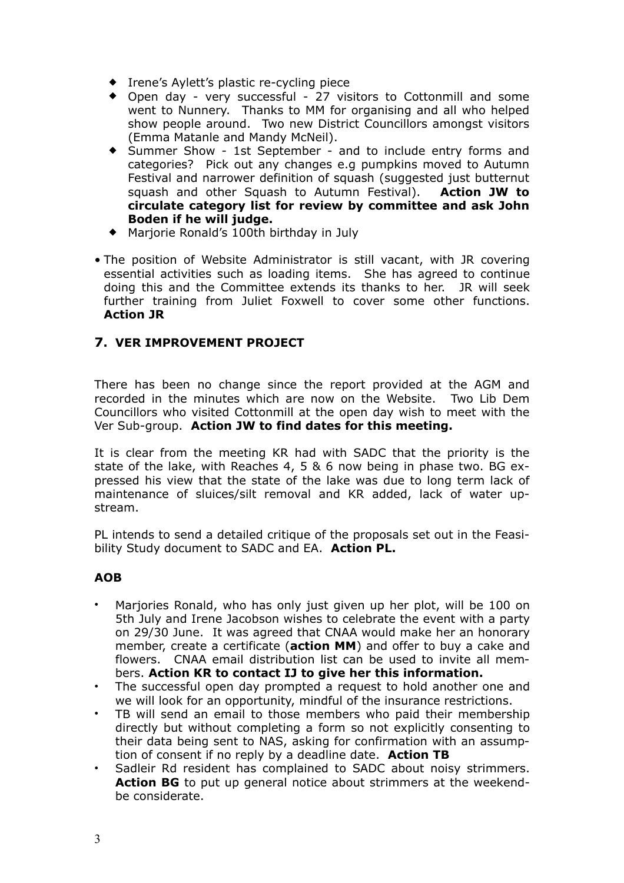- Irene's Aylett's plastic re-cycling piece
- Open day - very successful - 27 visitors to Cottonmill and some went to Nunnery. Thanks to MM for organising and all who helped show people around. Two new District Councillors amongst visitors (Emma Matanle and Mandy McNeil).
- Summer Show - 1st September - and to include entry forms and categories? Pick out any changes e.g pumpkins moved to Autumn Festival and narrower definition of squash (suggested just butternut squash and other Squash to Autumn Festival). **Action JW to circulate category list for review by committee and ask John Boden if he will judge.**
- Marjorie Ronald's 100th birthday in July

- The position of Website Administrator is still vacant, with JR covering essential activities such as loading items. She has agreed to continue doing this and the Committee extends its thanks to her. JR will seek further training from Juliet Foxwell to cover some other functions. **Action JR**

## 7. VER IMPROVEMENT PROJECT

There has been no change since the report provided at the AGM and recorded in the minutes which are now on the Website. Two Lib Dem Councillors who visited Cottonmill at the open day wish to meet with the Ver Sub-group. **Action JW to find dates for this meeting.**

It is clear from the meeting KR had with SADC that the priority is the state of the lake, with Reaches 4, 5 & 6 now being in phase two. BG expressed his view that the state of the lake was due to long term lack of maintenance of sluices/silt removal and KR added, lack of water upstream.

PL intends to send a detailed critique of the proposals set out in the Feasibility Study document to SADC and EA. **Action PL.**

## AOB

- Marjories Ronald, who has only just given up her plot, will be 100 on 5th July and Irene Jacobson wishes to celebrate the event with a party on 29/30 June. It was agreed that CNAA would make her an honorary member, create a certificate (**action MM**) and offer to buy a cake and flowers. CNAA email distribution list can be used to invite all members. **Action KR to contact IJ to give her this information.**
- The successful open day prompted a request to hold another one and we will look for an opportunity, mindful of the insurance restrictions.
- TB will send an email to those members who paid their membership directly but without completing a form so not explicitly consenting to their data being sent to NAS, asking for confirmation with an assumption of consent if no reply by a deadline date. **Action TB**
- Sadleir Rd resident has complained to SADC about noisy strimmers. **Action BG** to put up general notice about strimmers at the weekend- be considerate.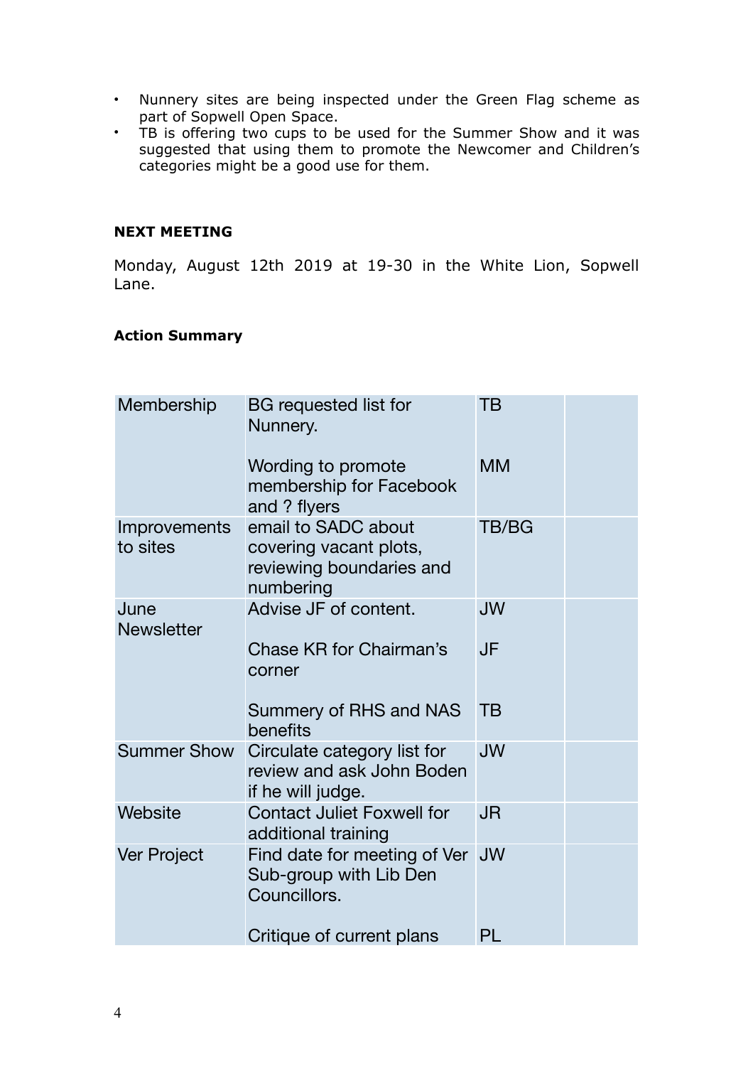- Nunnery sites are being inspected under the Green Flag scheme as part of Sopwell Open Space.
- TB is offering two cups to be used for the Summer Show and it was suggested that using them to promote the Newcomer and Children's categories might be a good use for them.

**NEXT MEETING**

Monday, August 12th 2019 at 19-30 in the White Lion, Sopwell Lane.

**Action Summary**

| | | | |
|---|---|---|---|
| Membership | BG requested list for Nunnery.<br><br>Wording to promote membership for Facebook and ? flyers | TB<br><br>MM | |
| Improvements to sites | email to SADC about covering vacant plots, reviewing boundaries and numbering | TB/BG | |
| June Newsletter | Advise JF of content.<br><br>Chase KR for Chairman's corner<br><br>Summery of RHS and NAS benefits | JW<br><br>JF<br><br>TB | |
| Summer Show | Circulate category list for review and ask John Boden if he will judge. | JW | |
| Website | Contact Juliet Foxwell for additional training | JR | |
| Ver Project | Find date for meeting of Ver Sub-group with Lib Den Councillors.<br><br>Critique of current plans | JW<br><br>PL | |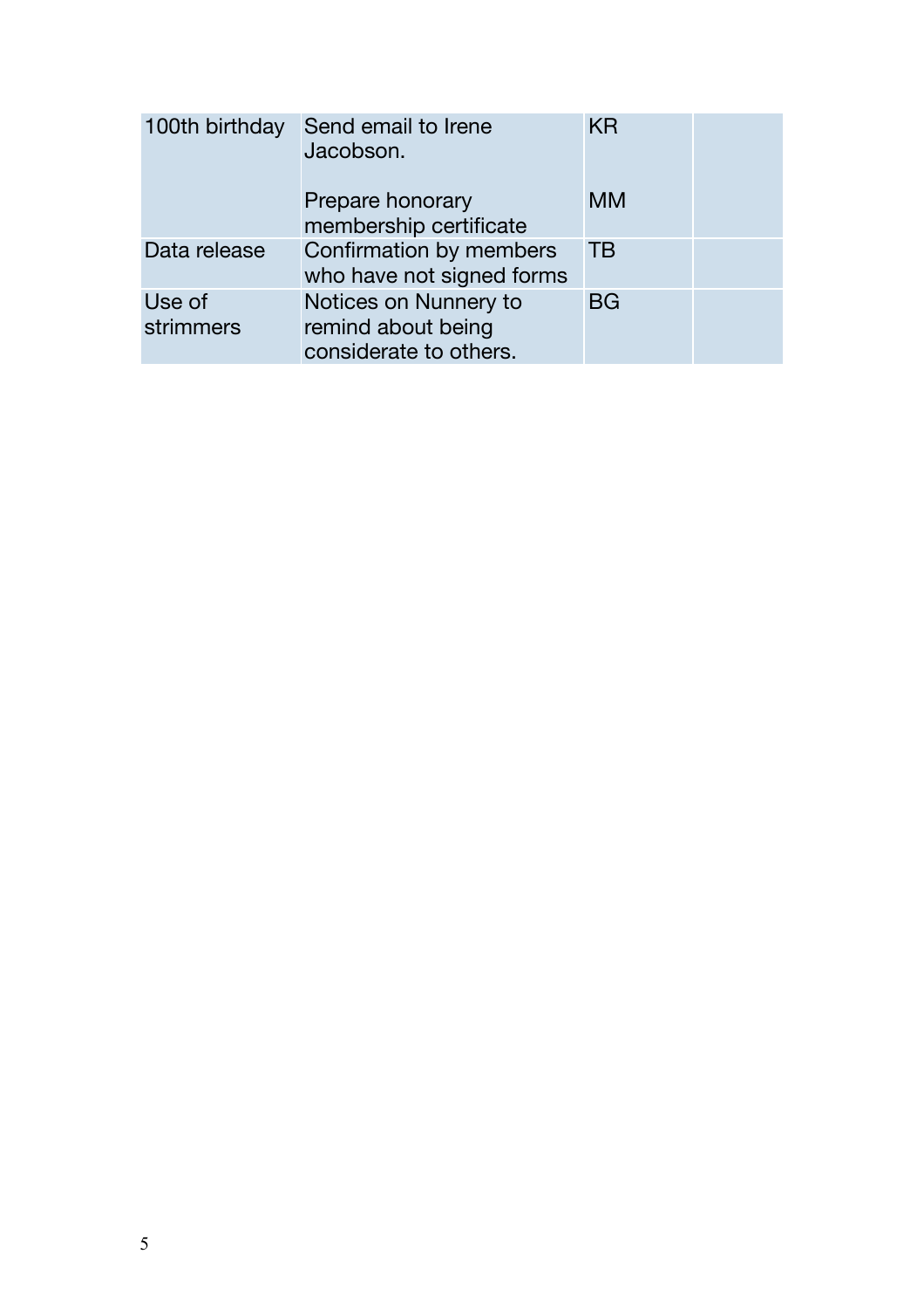| | | | |
|---|---|---|---|
| 100th birthday | Send email to Irene Jacobson.<br><br>Prepare honorary membership certificate | KR<br><br>MM | |
| Data release | Confirmation by members who have not signed forms | TB | |
| Use of strimmers | Notices on Nunnery to remind about being considerate to others. | BG | |